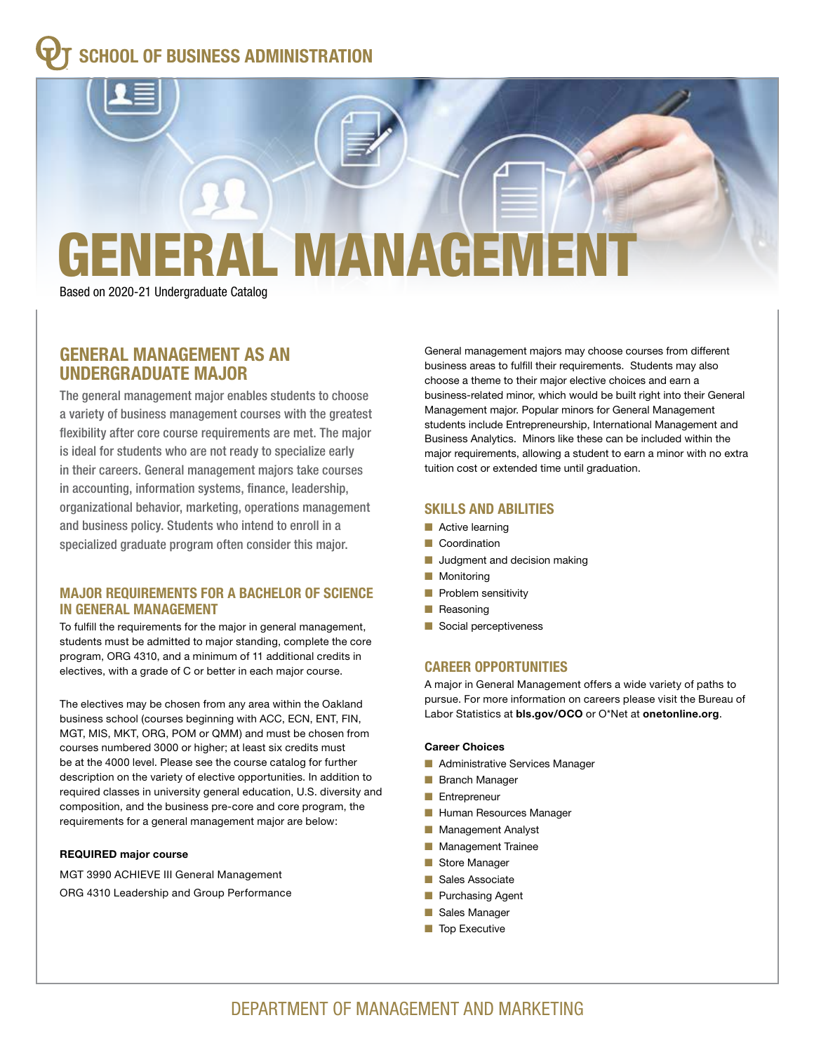# SCHOOL OF BUSINESS ADMINISTRATION

# GENERAL MANAGEMENT

Based on 2020-21 Undergraduate Catalog

## GENERAL MANAGEMENT AS AN UNDERGRADUATE MAJOR

The general management major enables students to choose a variety of business management courses with the greatest flexibility after core course requirements are met. The major is ideal for students who are not ready to specialize early in their careers. General management majors take courses in accounting, information systems, finance, leadership, organizational behavior, marketing, operations management and business policy. Students who intend to enroll in a specialized graduate program often consider this major.

### MAJOR REQUIREMENTS FOR A BACHELOR OF SCIENCE IN GENERAL MANAGEMENT

To fulfill the requirements for the major in general management, students must be admitted to major standing, complete the core program, ORG 4310, and a minimum of 11 additional credits in electives, with a grade of C or better in each major course.

The electives may be chosen from any area within the Oakland business school (courses beginning with ACC, ECN, ENT, FIN, MGT, MIS, MKT, ORG, POM or QMM) and must be chosen from courses numbered 3000 or higher; at least six credits must be at the 4000 level. Please see the course catalog for further description on the variety of elective opportunities. In addition to required classes in university general education, U.S. diversity and composition, and the business pre-core and core program, the requirements for a general management major are below:

**REQUIRED major course**

MGT 3990 ACHIEVE III General Management

ORG 4310 Leadership and Group Performance

General management majors may choose courses from different business areas to fulfill their requirements. Students may also choose a theme to their major elective choices and earn a business-related minor, which would be built right into their General Management major. Popular minors for General Management students include Entrepreneurship, International Management and Business Analytics. Minors like these can be included within the major requirements, allowing a student to earn a minor with no extra tuition cost or extended time until graduation.

### SKILLS AND ABILITIES

- Active learning
- Coordination
- Judgment and decision making
- Monitoring
- Problem sensitivity
- Reasoning
- Social perceptiveness

### CAREER OPPORTUNITIES

A major in General Management offers a wide variety of paths to pursue. For more information on careers please visit the Bureau of Labor Statistics at **bls.gov/OCO** or O*Net at **onetonline.org**.

**Career Choices**

- Administrative Services Manager
- Branch Manager
- Entrepreneur
- Human Resources Manager
- Management Analyst
- Management Trainee
- Store Manager
- Sales Associate
- Purchasing Agent
- Sales Manager
- Top Executive

DEPARTMENT OF MANAGEMENT AND MARKETING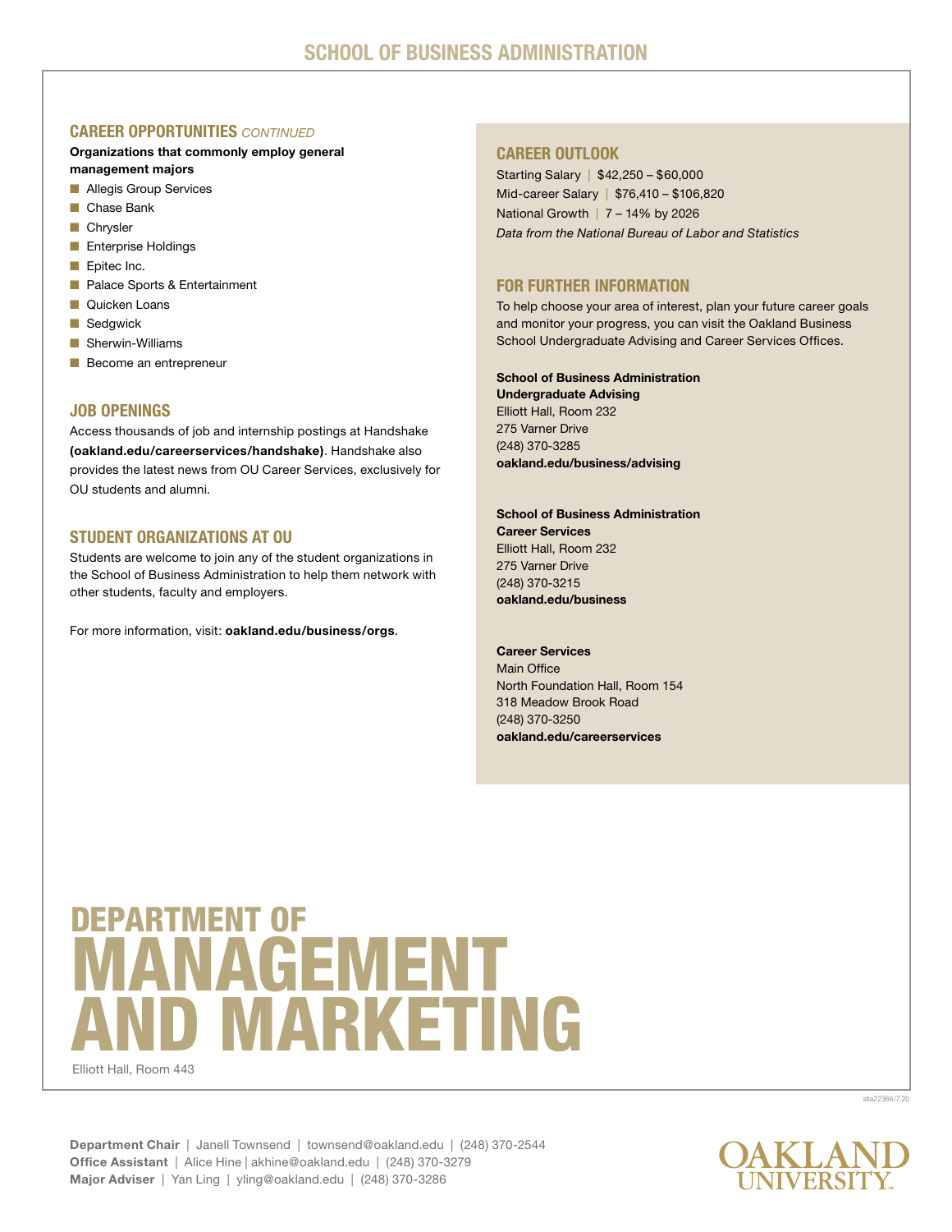## CAREER OPPORTUNITIES *CONTINUED*

**Organizations that commonly employ general management majors**

- Allegis Group Services
- Chase Bank
- Chrysler
- Enterprise Holdings
- Epitec Inc.
- Palace Sports & Entertainment
- Quicken Loans
- Sedgwick
- Sherwin-Williams
- Become an entrepreneur

## JOB OPENINGS

Access thousands of job and internship postings at Handshake **(oakland.edu/careerservices/handshake)**. Handshake also provides the latest news from OU Career Services, exclusively for OU students and alumni.

## STUDENT ORGANIZATIONS AT OU

Students are welcome to join any of the student organizations in the School of Business Administration to help them network with other students, faculty and employers.

For more information, visit: **oakland.edu/business/orgs**.

## CAREER OUTLOOK

Starting Salary | $42,250 – $60,000
Mid-career Salary | $76,410 – $106,820
National Growth | 7 – 14% by 2026
*Data from the National Bureau of Labor and Statistics*

## FOR FURTHER INFORMATION

To help choose your area of interest, plan your future career goals and monitor your progress, you can visit the Oakland Business School Undergraduate Advising and Career Services Offices.

**School of Business Administration**
**Undergraduate Advising**
Elliott Hall, Room 232
275 Varner Drive
(248) 370-3285
**oakland.edu/business/advising**

**School of Business Administration**
**Career Services**
Elliott Hall, Room 232
275 Varner Drive
(248) 370-3215
**oakland.edu/business**

**Career Services**
Main Office
North Foundation Hall, Room 154
318 Meadow Brook Road
(248) 370-3250
**oakland.edu/careerservices**

# DEPARTMENT OF MANAGEMENT AND MARKETING

Elliott Hall, Room 443

**Department Chair** | Janell Townsend | townsend@oakland.edu | (248) 370-2544
**Office Assistant** | Alice Hine | akhine@oakland.edu | (248) 370-3279
**Major Adviser** | Yan Ling | yling@oakland.edu | (248) 370-3286

OAKLAND UNIVERSITY